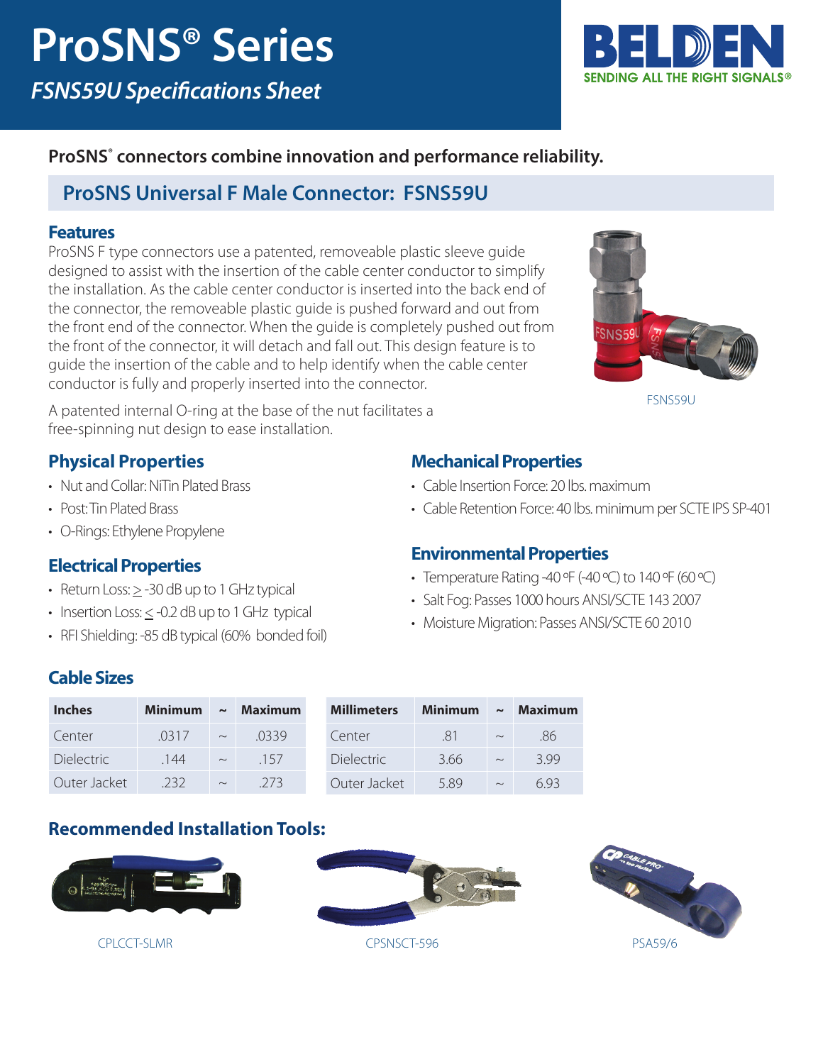# ProSNS® Series

*FSNS59U Specifications Sheet*

BELDEN
SENDING ALL THE RIGHT SIGNALS®

**ProSNS® connectors combine innovation and performance reliability.**

## ProSNS Universal F Male Connector: FSNS59U

### Features

ProSNS F type connectors use a patented, removeable plastic sleeve guide designed to assist with the insertion of the cable center conductor to simplify the installation. As the cable center conductor is inserted into the back end of the connector, the removeable plastic guide is pushed forward and out from the front end of the connector. When the guide is completely pushed out from the front of the connector, it will detach and fall out. This design feature is to guide the insertion of the cable and to help identify when the cable center conductor is fully and properly inserted into the connector.

A patented internal O-ring at the base of the nut facilitates a free-spinning nut design to ease installation.

FSNS59U

### Physical Properties

- Nut and Collar: NiTin Plated Brass
- Post: Tin Plated Brass
- O-Rings: Ethylene Propylene

### Electrical Properties

- Return Loss: ≥ -30 dB up to 1 GHz typical
- Insertion Loss: ≤ -0.2 dB up to 1 GHz typical
- RFI Shielding: -85 dB typical (60% bonded foil)

### Mechanical Properties

- Cable Insertion Force: 20 lbs. maximum
- Cable Retention Force: 40 lbs. minimum per SCTE IPS SP-401

### Environmental Properties

- Temperature Rating -40 ºF (-40 ºC) to 140 ºF (60 ºC)
- Salt Fog: Passes 1000 hours ANSI/SCTE 143 2007
- Moisture Migration: Passes ANSI/SCTE 60 2010

### Cable Sizes

| Inches | Minimum | ~ | Maximum |
|---|---|---|---|
| Center | .0317 | ~ | .0339 |
| Dielectric | .144 | ~ | .157 |
| Outer Jacket | .232 | ~ | .273 |

| Millimeters | Minimum | ~ | Maximum |
|---|---|---|---|
| Center | .81 | ~ | .86 |
| Dielectric | 3.66 | ~ | 3.99 |
| Outer Jacket | 5.89 | ~ | 6.93 |

### Recommended Installation Tools:

CPLCCT-SLMR

CPSNSCT-596

PSA59/6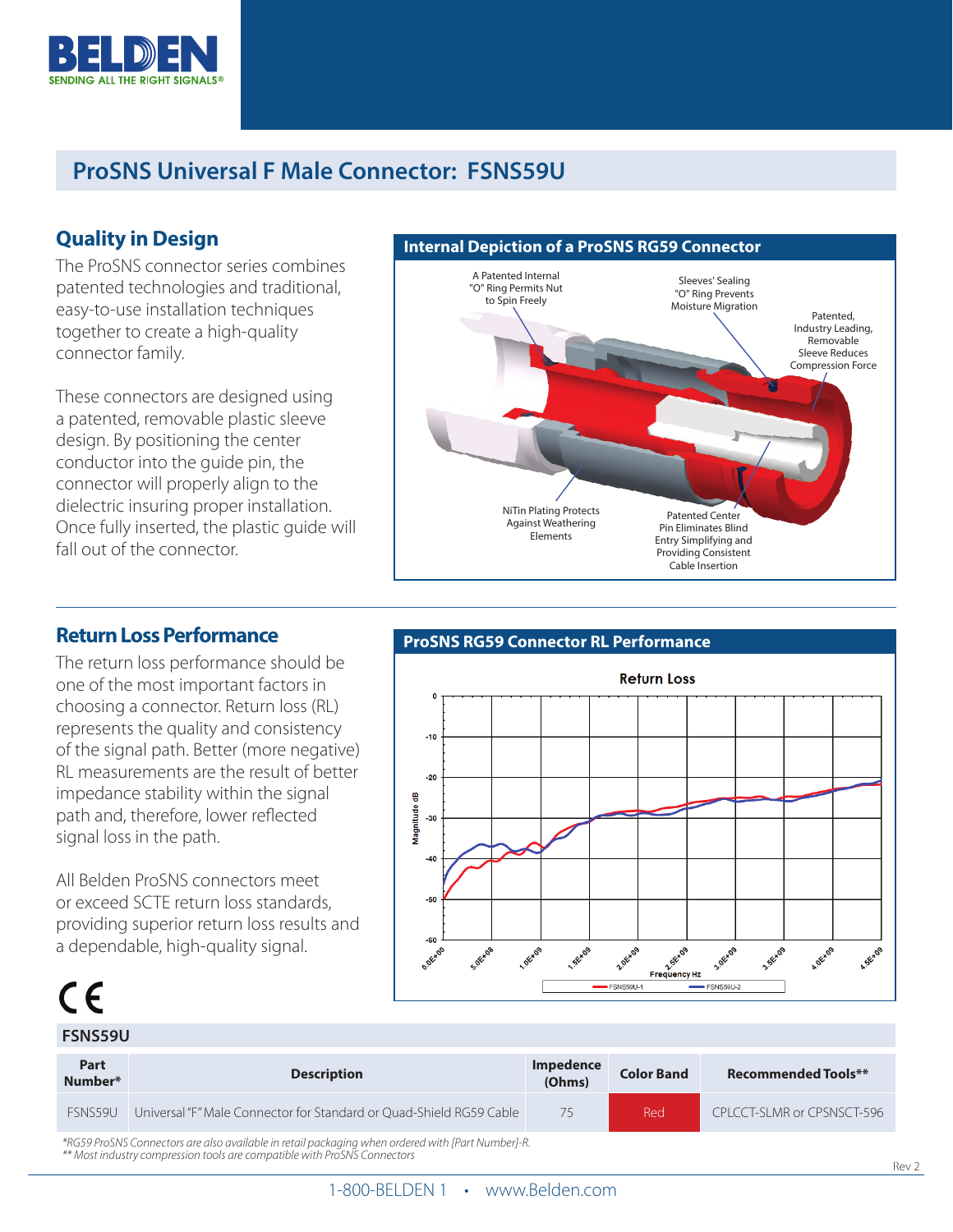## ProSNS Universal F Male Connector: FSNS59U

### Quality in Design

The ProSNS connector series combines patented technologies and traditional, easy-to-use installation techniques together to create a high-quality connector family.

These connectors are designed using a patented, removable plastic sleeve design. By positioning the center conductor into the guide pin, the connector will properly align to the dielectric insuring proper installation. Once fully inserted, the plastic guide will fall out of the connector.

**Internal Depiction of a ProSNS RG59 Connector**

A Patented Internal "O" Ring Permits Nut to Spin Freely

Sleeves' Sealing "O" Ring Prevents Moisture Migration

Patented, Industry Leading, Removable Sleeve Reduces Compression Force

NiTin Plating Protects Against Weathering Elements

Patented Center Pin Eliminates Blind Entry Simplifying and Providing Consistent Cable Insertion

### Return Loss Performance

The return loss performance should be one of the most important factors in choosing a connector. Return loss (RL) represents the quality and consistency of the signal path. Better (more negative) RL measurements are the result of better impedance stability within the signal path and, therefore, lower reflected signal loss in the path.

All Belden ProSNS connectors meet or exceed SCTE return loss standards, providing superior return loss results and a dependable, high-quality signal.

**ProSNS RG59 Connector RL Performance**

Return Loss

Magnitude dB

0, -10, -20, -30, -40, -50, -60

Frequency Hz

0.0E+00, 5.0E+08, 1.0E+09, 1.5E+09, 2.0E+09, 2.5E+09, 3.0E+09, 3.5E+09, 4.0E+09, 4.5E+09

FSNS59U-1, FSNS59U-2

CE

**FSNS59U**

| Part Number* | Description | Impedence (Ohms) | Color Band | Recommended Tools** |
|---|---|---|---|---|
| FSNS59U | Universal "F" Male Connector for Standard or Quad-Shield RG59 Cable | 75 | Red | CPLCCT-SLMR or CPSNSCT-596 |

*\*RG59 ProSNS Connectors are also available in retail packaging when ordered with [Part Number]-R.*
*\*\* Most industry compression tools are compatible with ProSNS Connectors*

Rev 2

1-800-BELDEN 1 • www.Belden.com